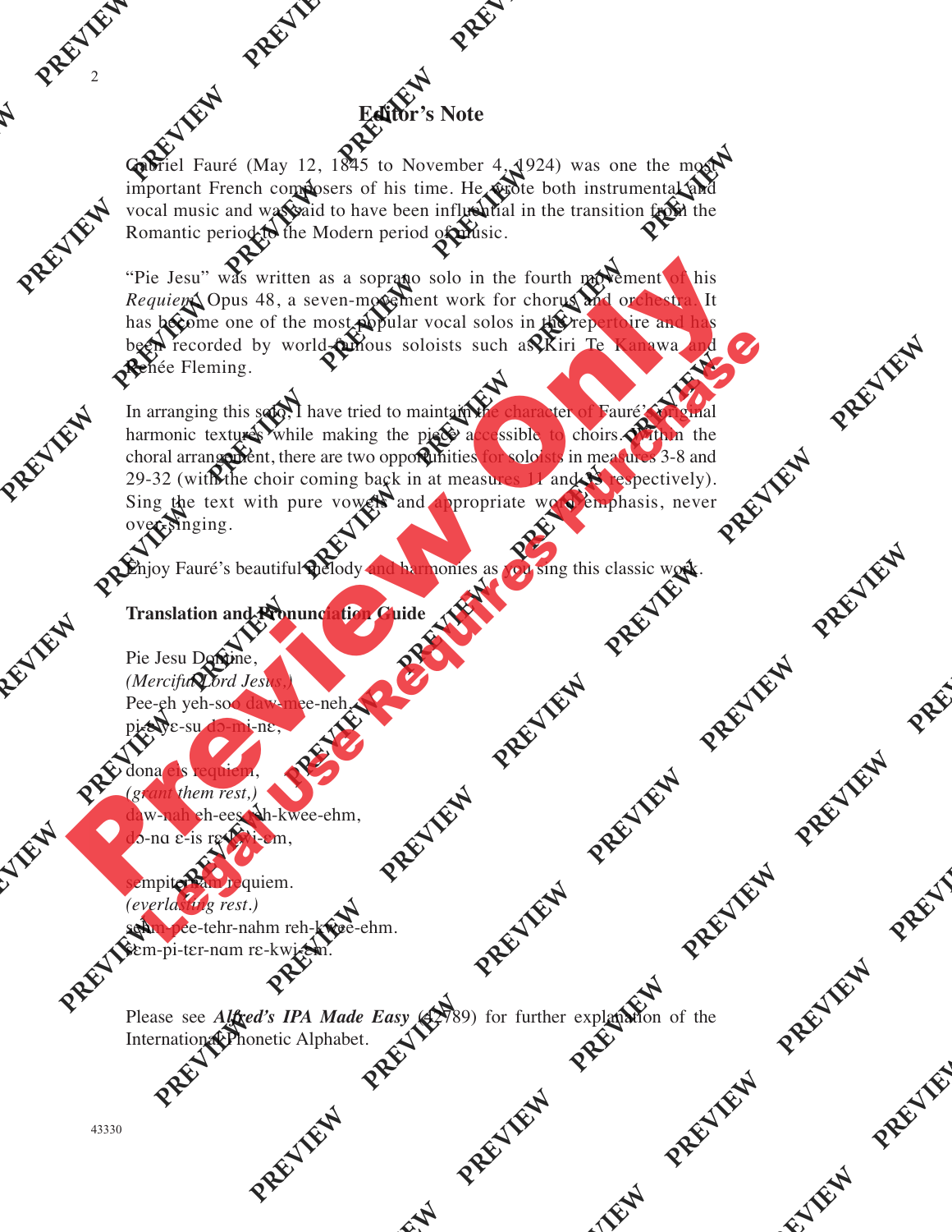# Editor's Note

Gabriel Fauré (May 12, 1845 to November 4, 1924) was one the most important French composers of his time. He wrote both instrumental and vocal music and was said to have been influential in the transition from the Romantic period to the Modern period of music.

"Pie Jesu" was written as a soprano solo in the fourth movement of his *Requiem*, Opus 48, a seven-movement work for chorus and orchestra. It has become one of the most popular vocal solos in the repertoire and has been recorded by world-famous soloists such as Kiri Te Kanawa and Renée Fleming.

In arranging this solo, I have tried to maintain the character of Fauré's original harmonic textures while making the piece accessible to choirs. Within the choral arrangement, there are two opportunities for soloists in measures 3-8 and 29-32 (with the choir coming back in at measures 11 and 33 respectively). Sing the text with pure vowels and appropriate word emphasis, never over-singing.

Enjoy Fauré's beautiful melody and harmonies as you sing this classic work.

**Translation and Pronunciation Guide**

Pie Jesu Domine,
*(Merciful Lord Jesus,)*
Pee-eh yeh-soo daw-mee-neh,
pi-ɛ yɛ-su dɔ-mi-nɛ,

dona eis requiem,
*(grant them rest,)*
daw-nah eh-ees reh-kwee-ehm,
dɔ-nɑ ɛ-is rɛ-kwi-ɛm,

sempiternam requiem.
*(everlasting rest.)*
sehm-pee-tehr-nahm reh-kwee-ehm.
sɛm-pi-tɛr-nɑm rɛ-kwi-ɛm.

Please see ***Alfred's IPA Made Easy*** (42789) for further explanation of the International Phonetic Alphabet.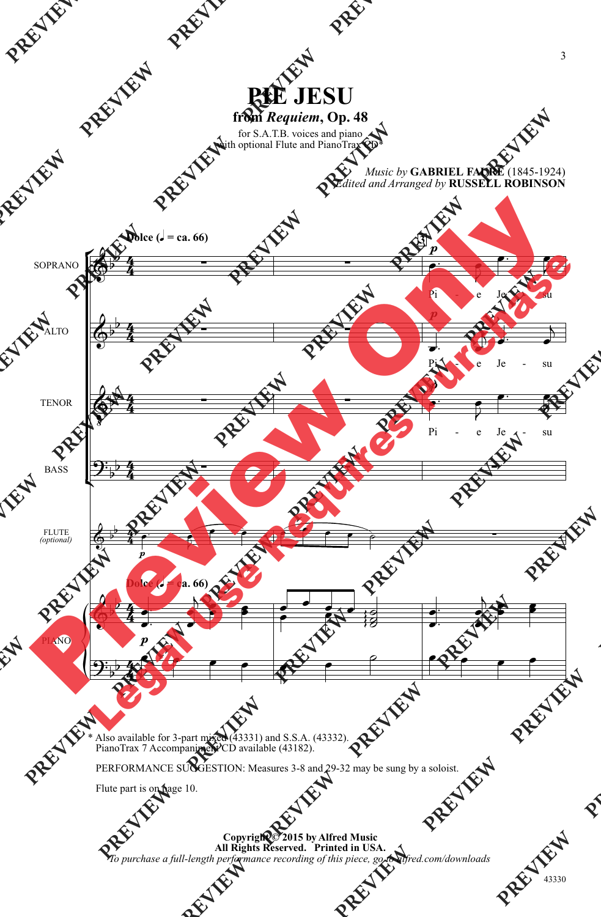# PIE JESU

## from *Requiem*, Op. 48

for S.A.T.B. voices and piano
with optional Flute and PianoTrax CD*

*Music by* **GABRIEL FAURÉ** (1845-1924)
*Edited and Arranged by* **RUSSELL ROBINSON**

**Dolce (♩ = ca. 66)**

SOPRANO — *p* Pi - e Je - su

ALTO — *p* Pi - e Je - su

TENOR — *p* Pi - e Je - su

BASS

FLUTE *(optional)* — *p*

PIANO — **Dolce (♩ = ca. 66)** *p*

\* Also available for 3-part mixed (43331) and S.S.A. (43332).
PianoTrax 7 Accompaniment CD available (43182).

PERFORMANCE SUGGESTION: Measures 3-8 and 29-32 may be sung by a soloist.

Flute part is on page 10.

**Copyright © 2015 by Alfred Music**
**All Rights Reserved. Printed in USA.**
*To purchase a full-length performance recording of this piece, go to alfred.com/downloads*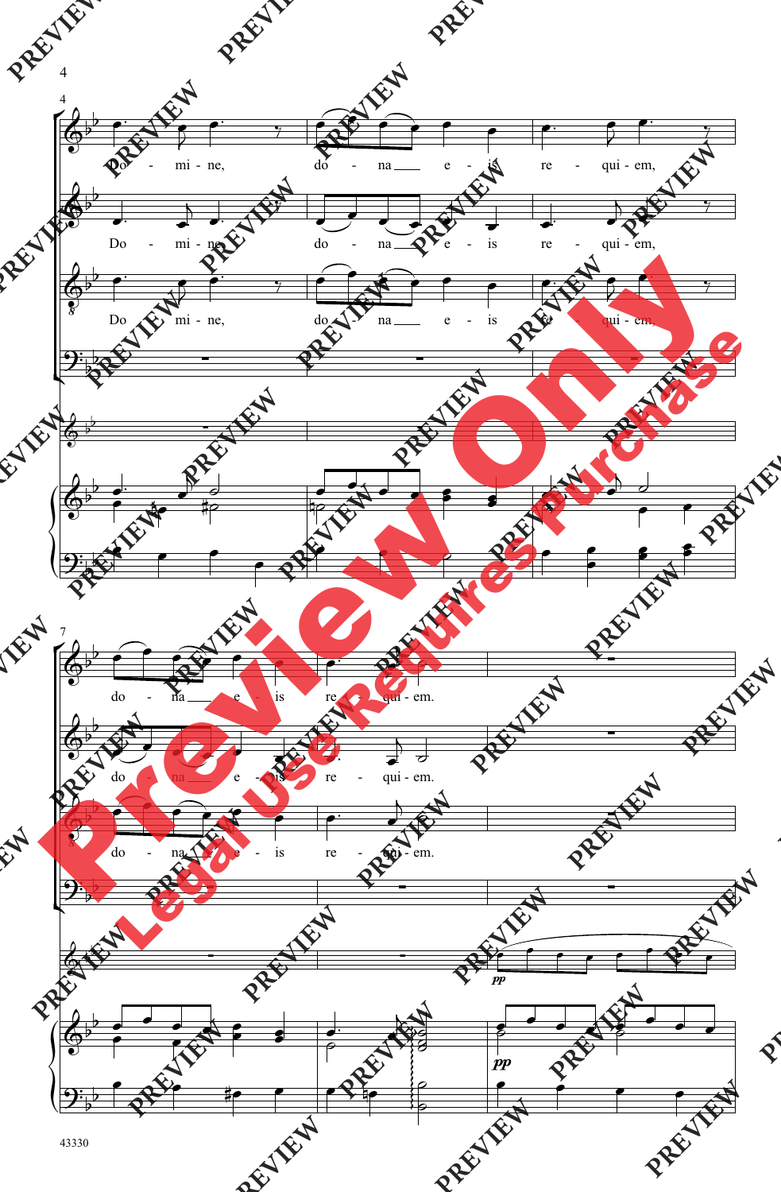Do - mi - ne, do - na e - is re - qui - em,

Do - mi - ne, do - na e - is re - qui - em,

Do - mi - ne, do - na e - is re - qui - em,

do - na e - is re - qui - em.

do - na e - is re - qui - em.

do - na e - is re - qui - em.

*pp*

*pp*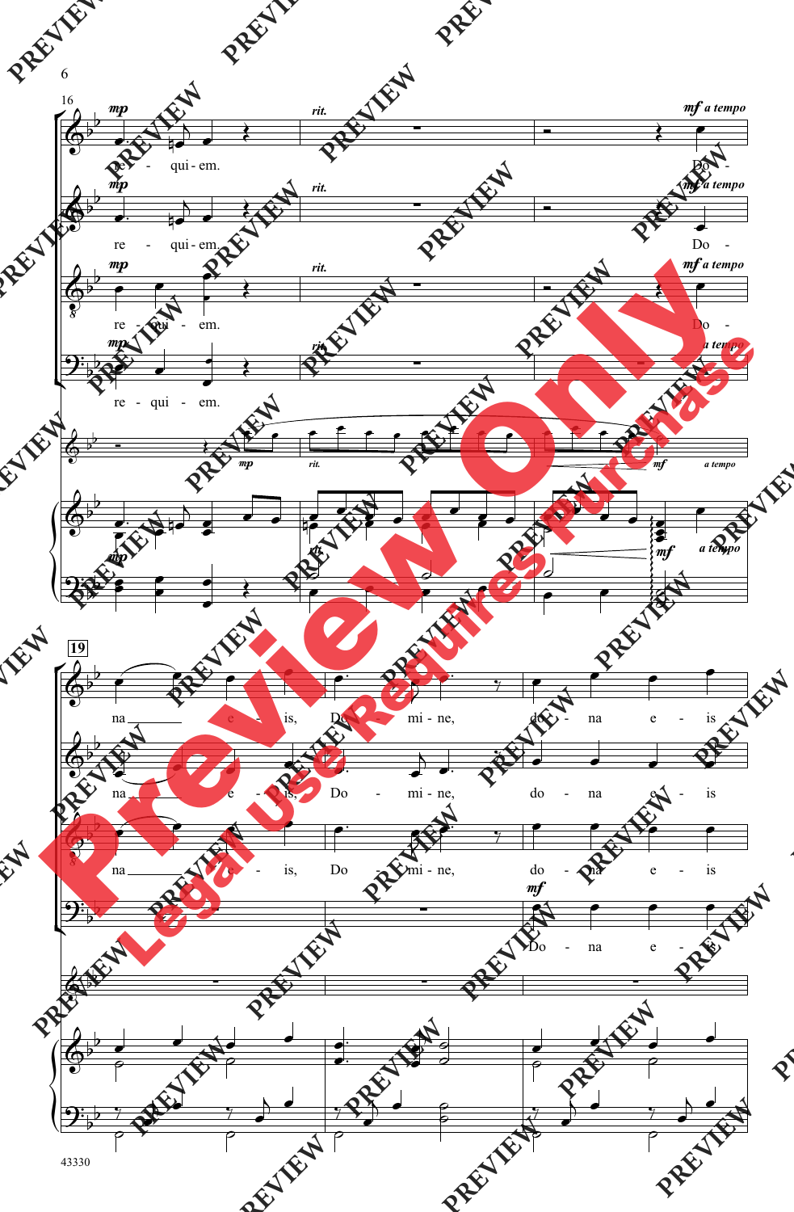16

*mp* re - qui - em. *rit.* *mf a tempo* Do -

*mp* re - qui - em. *rit.* *mf a tempo* Do -

*mp* re - qui - em. *rit.* *mf a tempo* Do -

*mp* re - qui - em. *rit.* *a tempo*

*mp* *rit.* *mf* *a tempo*

*mp* *rit.* *mf* *a tempo*

**19**

na e - is, Do - mi - ne, do - na e - is

na e - is, Do - mi - ne, do - na e - is

na e - is, Do - mi - ne, do - na e - is

*mf* Do - na e - is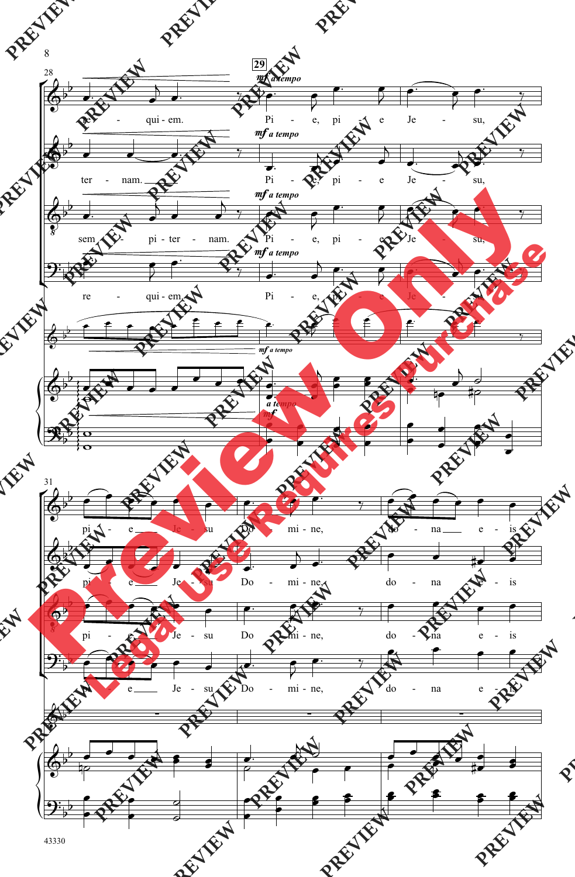**29** *mf a tempo*

re - qui - em. Pi - e, pi - e Je - su,

ter - nam. Pi - e, pi - e Je - su,

sem - pi - ter - nam. Pi - e, pi - e Je - su,

re - qui - em. Pi - e, pi - e Je - su,

*mf a tempo*

*a tempo*
*mf*

pi - e Je - su Do - mi - ne, do - na e - is

pi - e Je - su Do - mi - ne, do - na e - is

pi - e Je - su Do - mi - ne, do - na e - is

pi - e Je - su Do - mi - ne, do - na e - is

Preview Only
Legal Use Requires Purchase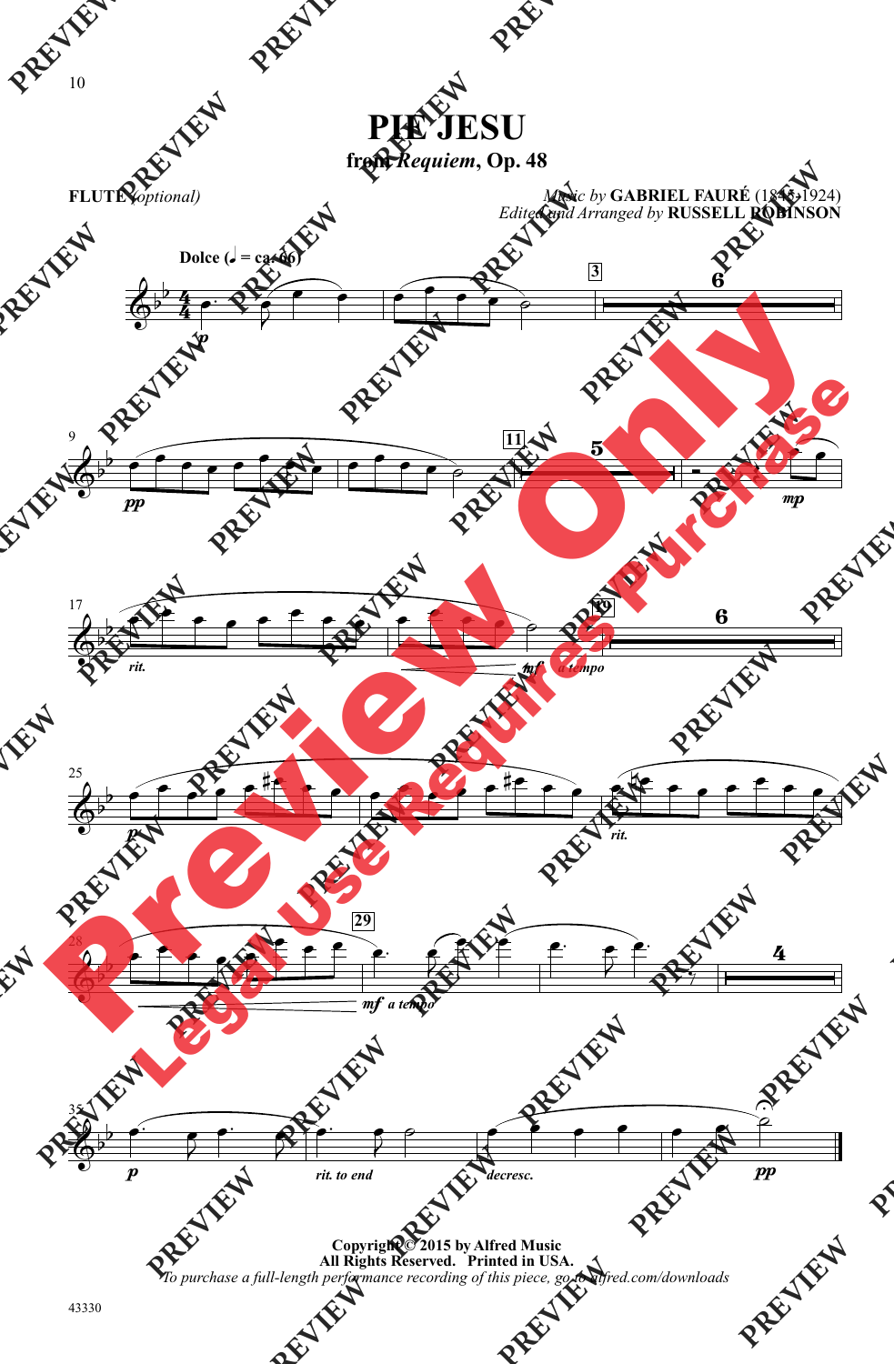# PIE JESU

## from *Requiem*, Op. 48

**FLUTE** *(optional)*

*Music by* **GABRIEL FAURÉ** (1845-1924)
*Edited and Arranged by* **RUSSELL ROBINSON**

Dolce (♩ = ca. 66)

Copyright © 2015 by Alfred Music
All Rights Reserved. Printed in USA.
*To purchase a full-length performance recording of this piece, go to alfred.com/downloads*

43330